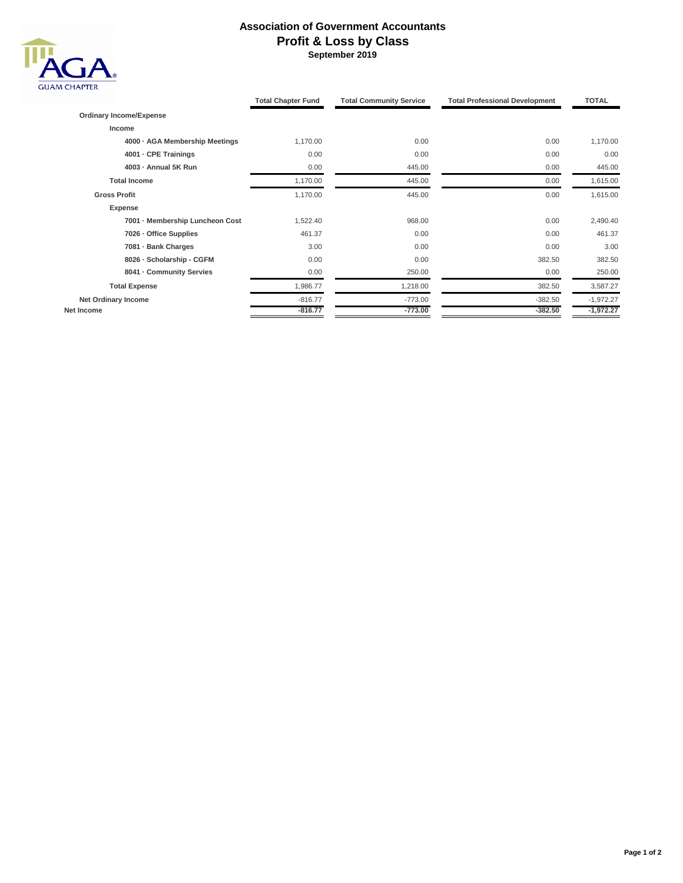# Association of Government Accountants
## Profit & Loss by Class
### September 2019

GUAM CHAPTER

| | Total Chapter Fund | Total Community Service | Total Professional Development | TOTAL |
|---|---|---|---|---|
| **Ordinary Income/Expense** | | | | |
| **Income** | | | | |
| **4000 · AGA Membership Meetings** | 1,170.00 | 0.00 | 0.00 | 1,170.00 |
| **4001 · CPE Trainings** | 0.00 | 0.00 | 0.00 | 0.00 |
| **4003 · Annual 5K Run** | 0.00 | 445.00 | 0.00 | 445.00 |
| **Total Income** | 1,170.00 | 445.00 | 0.00 | 1,615.00 |
| **Gross Profit** | 1,170.00 | 445.00 | 0.00 | 1,615.00 |
| **Expense** | | | | |
| **7001 · Membership Luncheon Cost** | 1,522.40 | 968.00 | 0.00 | 2,490.40 |
| **7026 · Office Supplies** | 461.37 | 0.00 | 0.00 | 461.37 |
| **7081 · Bank Charges** | 3.00 | 0.00 | 0.00 | 3.00 |
| **8026 · Scholarship - CGFM** | 0.00 | 0.00 | 382.50 | 382.50 |
| **8041 · Community Servies** | 0.00 | 250.00 | 0.00 | 250.00 |
| **Total Expense** | 1,986.77 | 1,218.00 | 382.50 | 3,587.27 |
| **Net Ordinary Income** | -816.77 | -773.00 | -382.50 | -1,972.27 |
| **Net Income** | **-816.77** | **-773.00** | **-382.50** | **-1,972.27** |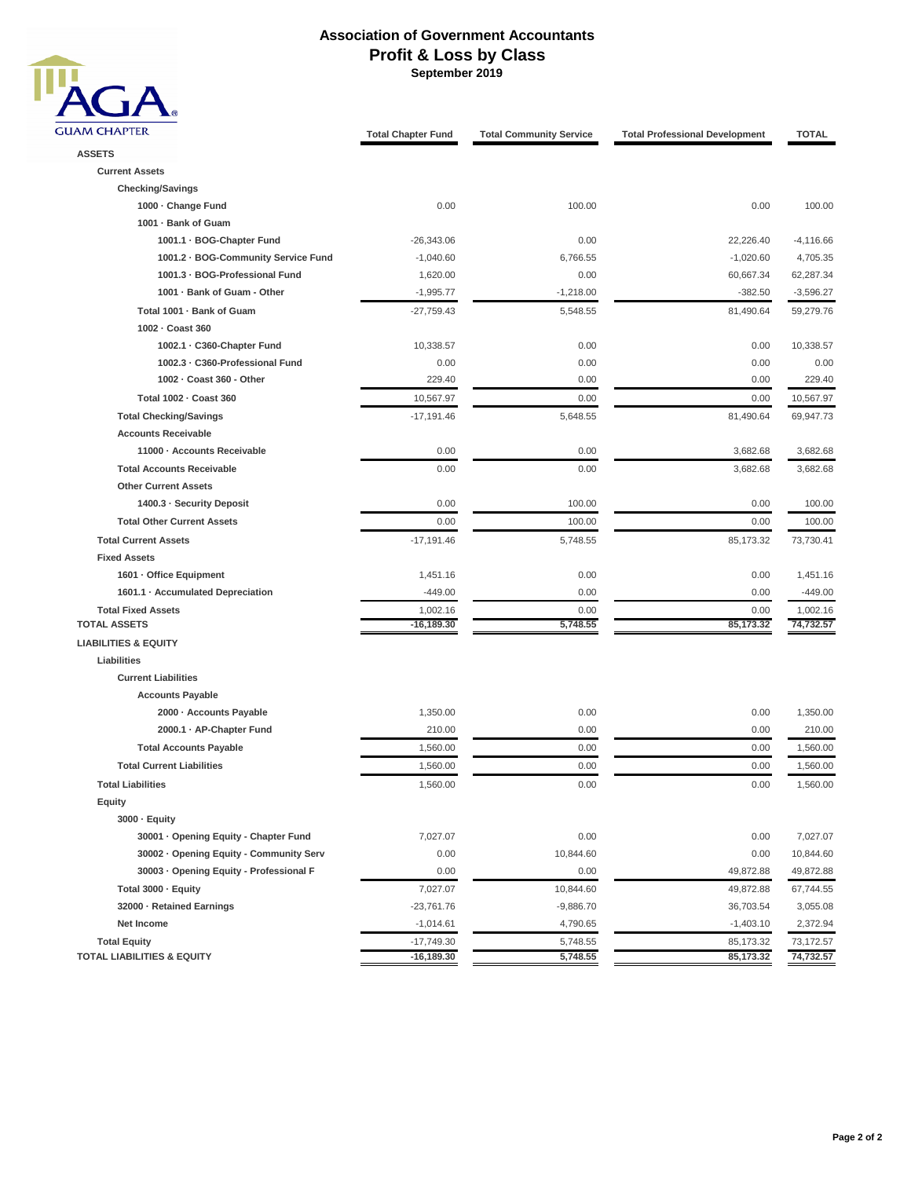# Association of Government Accountants
## Profit & Loss by Class
### September 2019

GUAM CHAPTER

| | Total Chapter Fund | Total Community Service | Total Professional Development | TOTAL |
|---|---|---|---|---|
| **ASSETS** | | | | |
| **Current Assets** | | | | |
| **Checking/Savings** | | | | |
| 1000 · Change Fund | 0.00 | 100.00 | 0.00 | 100.00 |
| 1001 · Bank of Guam | | | | |
| 1001.1 · BOG-Chapter Fund | -26,343.06 | 0.00 | 22,226.40 | -4,116.66 |
| 1001.2 · BOG-Community Service Fund | -1,040.60 | 6,766.55 | -1,020.60 | 4,705.35 |
| 1001.3 · BOG-Professional Fund | 1,620.00 | 0.00 | 60,667.34 | 62,287.34 |
| 1001 · Bank of Guam - Other | -1,995.77 | -1,218.00 | -382.50 | -3,596.27 |
| Total 1001 · Bank of Guam | -27,759.43 | 5,548.55 | 81,490.64 | 59,279.76 |
| 1002 · Coast 360 | | | | |
| 1002.1 · C360-Chapter Fund | 10,338.57 | 0.00 | 0.00 | 10,338.57 |
| 1002.3 · C360-Professional Fund | 0.00 | 0.00 | 0.00 | 0.00 |
| 1002 · Coast 360 - Other | 229.40 | 0.00 | 0.00 | 229.40 |
| Total 1002 · Coast 360 | 10,567.97 | 0.00 | 0.00 | 10,567.97 |
| **Total Checking/Savings** | -17,191.46 | 5,648.55 | 81,490.64 | 69,947.73 |
| **Accounts Receivable** | | | | |
| 11000 · Accounts Receivable | 0.00 | 0.00 | 3,682.68 | 3,682.68 |
| **Total Accounts Receivable** | 0.00 | 0.00 | 3,682.68 | 3,682.68 |
| **Other Current Assets** | | | | |
| 1400.3 · Security Deposit | 0.00 | 100.00 | 0.00 | 100.00 |
| **Total Other Current Assets** | 0.00 | 100.00 | 0.00 | 100.00 |
| **Total Current Assets** | -17,191.46 | 5,748.55 | 85,173.32 | 73,730.41 |
| **Fixed Assets** | | | | |
| 1601 · Office Equipment | 1,451.16 | 0.00 | 0.00 | 1,451.16 |
| 1601.1 · Accumulated Depreciation | -449.00 | 0.00 | 0.00 | -449.00 |
| **Total Fixed Assets** | 1,002.16 | 0.00 | 0.00 | 1,002.16 |
| **TOTAL ASSETS** | **-16,189.30** | **5,748.55** | **85,173.32** | **74,732.57** |
| **LIABILITIES & EQUITY** | | | | |
| **Liabilities** | | | | |
| **Current Liabilities** | | | | |
| **Accounts Payable** | | | | |
| 2000 · Accounts Payable | 1,350.00 | 0.00 | 0.00 | 1,350.00 |
| 2000.1 · AP-Chapter Fund | 210.00 | 0.00 | 0.00 | 210.00 |
| **Total Accounts Payable** | 1,560.00 | 0.00 | 0.00 | 1,560.00 |
| **Total Current Liabilities** | 1,560.00 | 0.00 | 0.00 | 1,560.00 |
| **Total Liabilities** | 1,560.00 | 0.00 | 0.00 | 1,560.00 |
| **Equity** | | | | |
| 3000 · Equity | | | | |
| 30001 · Opening Equity - Chapter Fund | 7,027.07 | 0.00 | 0.00 | 7,027.07 |
| 30002 · Opening Equity - Community Serv | 0.00 | 10,844.60 | 0.00 | 10,844.60 |
| 30003 · Opening Equity - Professional F | 0.00 | 0.00 | 49,872.88 | 49,872.88 |
| Total 3000 · Equity | 7,027.07 | 10,844.60 | 49,872.88 | 67,744.55 |
| 32000 · Retained Earnings | -23,761.76 | -9,886.70 | 36,703.54 | 3,055.08 |
| Net Income | -1,014.61 | 4,790.65 | -1,403.10 | 2,372.94 |
| **Total Equity** | -17,749.30 | 5,748.55 | 85,173.32 | 73,172.57 |
| **TOTAL LIABILITIES & EQUITY** | **-16,189.30** | **5,748.55** | **85,173.32** | **74,732.57** |